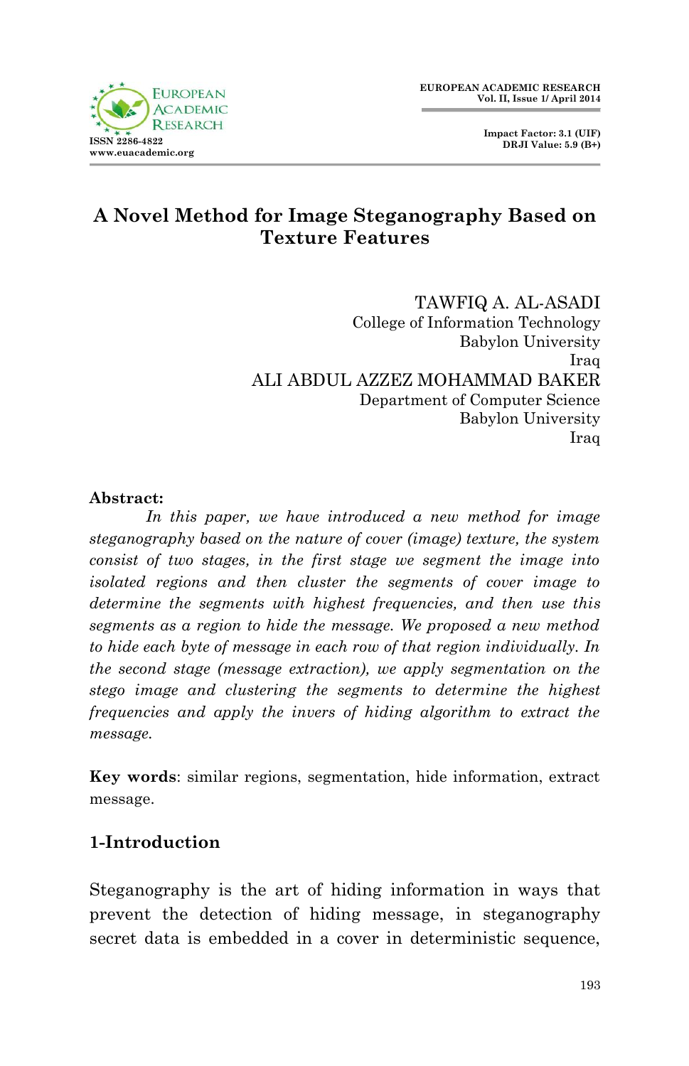# A Novel Method for Image Steganography Based on Texture Features

TAWFIQ A. AL-ASADI
College of Information Technology
Babylon University
Iraq

ALI ABDUL AZZEZ MOHAMMAD BAKER
Department of Computer Science
Babylon University
Iraq

**Abstract:**

*In this paper, we have introduced a new method for image steganography based on the nature of cover (image) texture, the system consist of two stages, in the first stage we segment the image into isolated regions and then cluster the segments of cover image to determine the segments with highest frequencies, and then use this segments as a region to hide the message. We proposed a new method to hide each byte of message in each row of that region individually. In the second stage (message extraction), we apply segmentation on the stego image and clustering the segments to determine the highest frequencies and apply the invers of hiding algorithm to extract the message.*

**Key words**: similar regions, segmentation, hide information, extract message.

## 1-Introduction

Steganography is the art of hiding information in ways that prevent the detection of hiding message, in steganography secret data is embedded in a cover in deterministic sequence,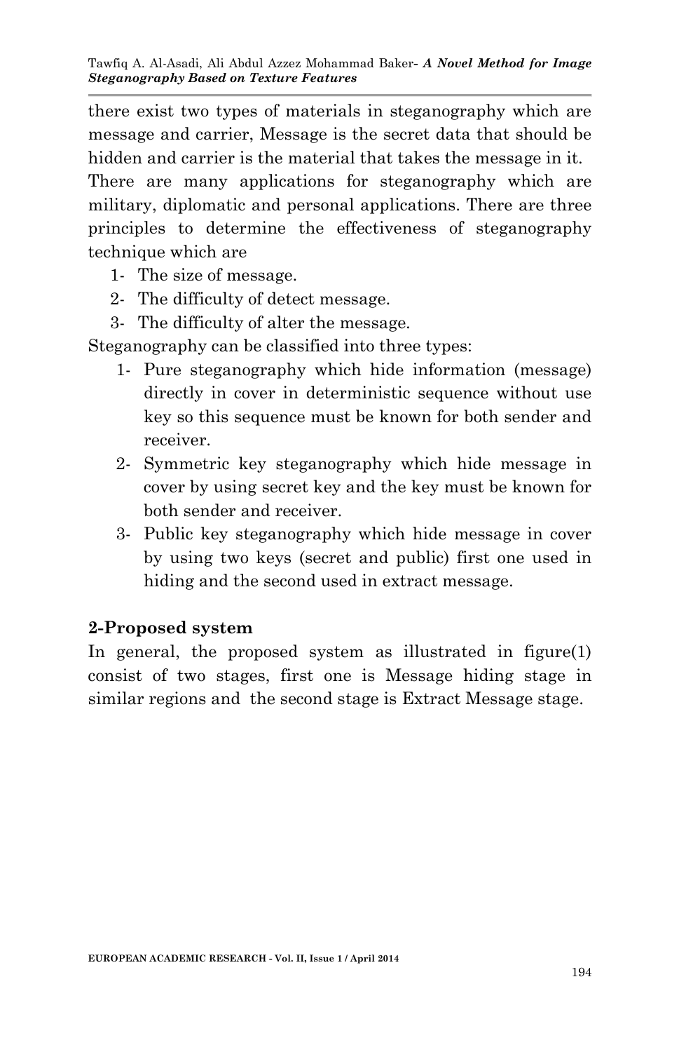there exist two types of materials in steganography which are message and carrier, Message is the secret data that should be hidden and carrier is the material that takes the message in it.

There are many applications for steganography which are military, diplomatic and personal applications. There are three principles to determine the effectiveness of steganography technique which are

1- The size of message.
2- The difficulty of detect message.
3- The difficulty of alter the message.

Steganography can be classified into three types:

1- Pure steganography which hide information (message) directly in cover in deterministic sequence without use key so this sequence must be known for both sender and receiver.
2- Symmetric key steganography which hide message in cover by using secret key and the key must be known for both sender and receiver.
3- Public key steganography which hide message in cover by using two keys (secret and public) first one used in hiding and the second used in extract message.

## 2-Proposed system

In general, the proposed system as illustrated in figure(1) consist of two stages, first one is Message hiding stage in similar regions and the second stage is Extract Message stage.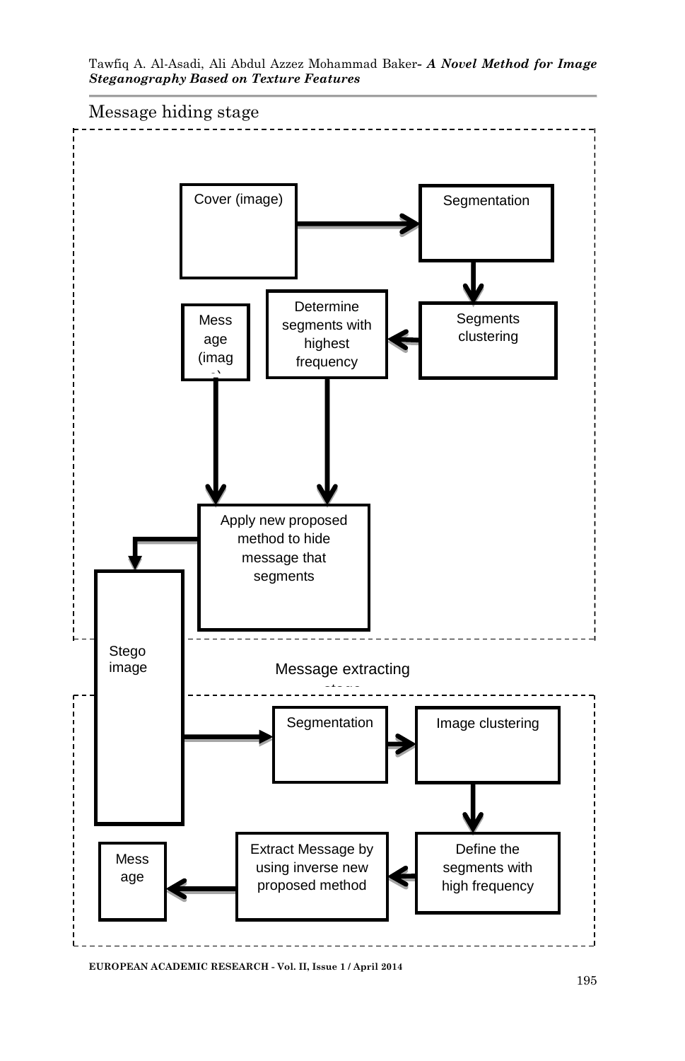Message hiding stage

Cover (image)

Segmentation

Segments clustering

Determine segments with highest frequency

Mess age (imag e)

Apply new proposed method to hide message that segments

Stego image

Message extracting stage

Segmentation

Image clustering

Define the segments with high frequency

Extract Message by using inverse new proposed method

Mess age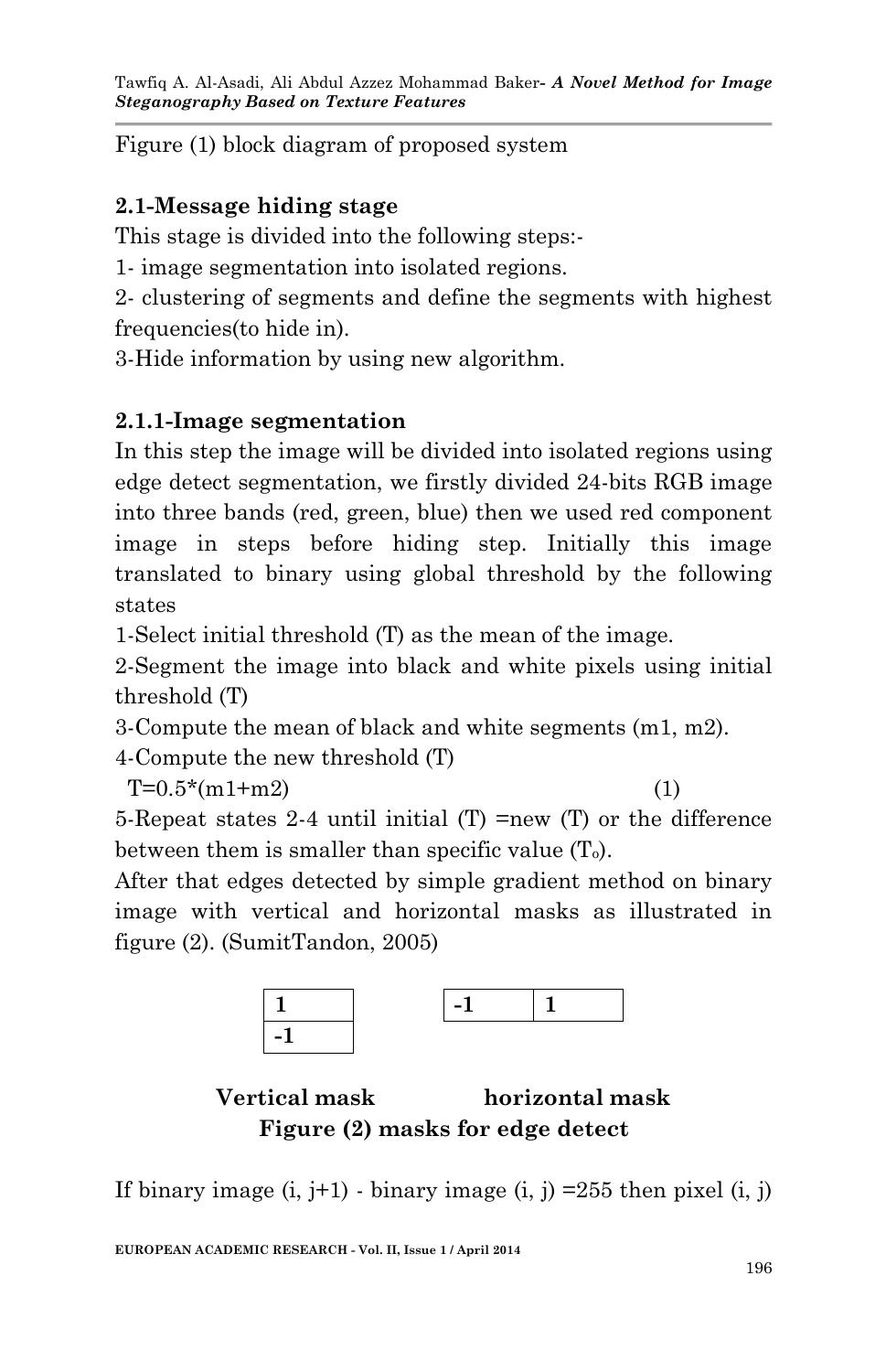Figure (1) block diagram of proposed system

### 2.1-Message hiding stage

This stage is divided into the following steps:-

1- image segmentation into isolated regions.

2- clustering of segments and define the segments with highest frequencies(to hide in).

3-Hide information by using new algorithm.

#### 2.1.1-Image segmentation

In this step the image will be divided into isolated regions using edge detect segmentation, we firstly divided 24-bits RGB image into three bands (red, green, blue) then we used red component image in steps before hiding step. Initially this image translated to binary using global threshold by the following states

1-Select initial threshold (T) as the mean of the image.

2-Segment the image into black and white pixels using initial threshold (T)

3-Compute the mean of black and white segments (m1, m2).

4-Compute the new threshold (T)

$$T=0.5*(m1+m2) \quad (1)$$

5-Repeat states 2-4 until initial (T) =new (T) or the difference between them is smaller than specific value ($T_o$).

After that edges detected by simple gradient method on binary image with vertical and horizontal masks as illustrated in figure (2). (SumitTandon, 2005)

| 1 |
|---|
| -1 |

| -1 | 1 |
|---|---|

**Vertical mask** **horizontal mask**

**Figure (2) masks for edge detect**

If binary image (i, j+1) - binary image (i, j) =255 then pixel (i, j)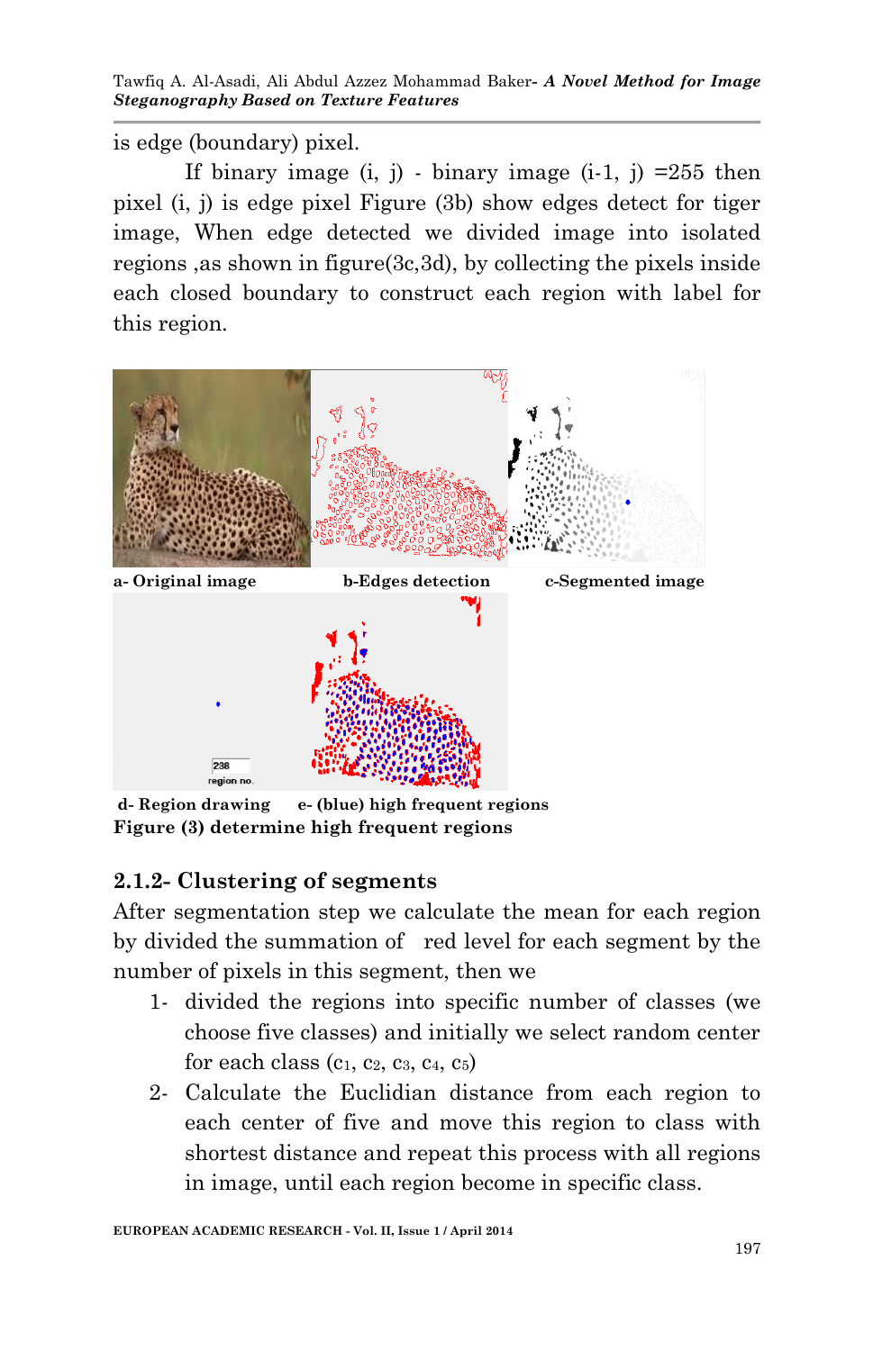is edge (boundary) pixel.

If binary image (i, j) - binary image (i-1, j) =255 then pixel (i, j) is edge pixel Figure (3b) show edges detect for tiger image, When edge detected we divided image into isolated regions ,as shown in figure(3c,3d), by collecting the pixels inside each closed boundary to construct each region with label for this region.

**a- Original image** **b-Edges detection** **c-Segmented image**

**d- Region drawing** **e- (blue) high frequent regions**

**Figure (3) determine high frequent regions**

### 2.1.2- Clustering of segments

After segmentation step we calculate the mean for each region by divided the summation of red level for each segment by the number of pixels in this segment, then we

1- divided the regions into specific number of classes (we choose five classes) and initially we select random center for each class ($c_1$, $c_2$, $c_3$, $c_4$, $c_5$)
2- Calculate the Euclidian distance from each region to each center of five and move this region to class with shortest distance and repeat this process with all regions in image, until each region become in specific class.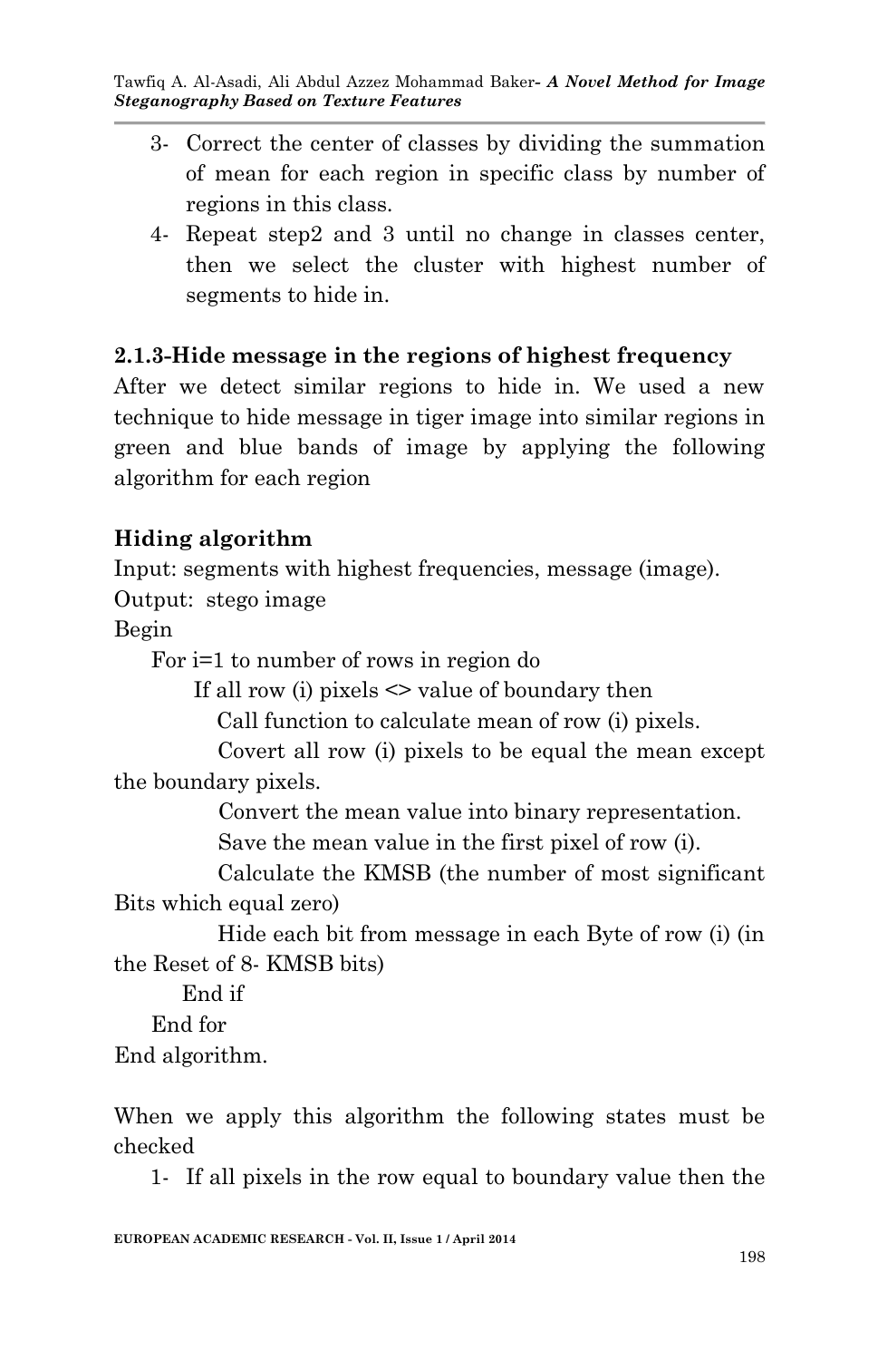3- Correct the center of classes by dividing the summation of mean for each region in specific class by number of regions in this class.
4- Repeat step2 and 3 until no change in classes center, then we select the cluster with highest number of segments to hide in.

### 2.1.3-Hide message in the regions of highest frequency

After we detect similar regions to hide in. We used a new technique to hide message in tiger image into similar regions in green and blue bands of image by applying the following algorithm for each region

**Hiding algorithm**

```
Input: segments with highest frequencies, message (image).
Output:  stego image
Begin
    For i=1 to number of rows in region do
        If all row (i) pixels <> value of boundary then
            Call function to calculate mean of row (i) pixels.
            Covert all row (i) pixels to be equal the mean except the boundary pixels.
            Convert the mean value into binary representation.
            Save the mean value in the first pixel of row (i).
            Calculate the KMSB (the number of most significant Bits which equal zero)
            Hide each bit from message in each Byte of row (i) (in the Reset of 8- KMSB bits)
        End if
    End for
End algorithm.
```

When we apply this algorithm the following states must be checked

1- If all pixels in the row equal to boundary value then the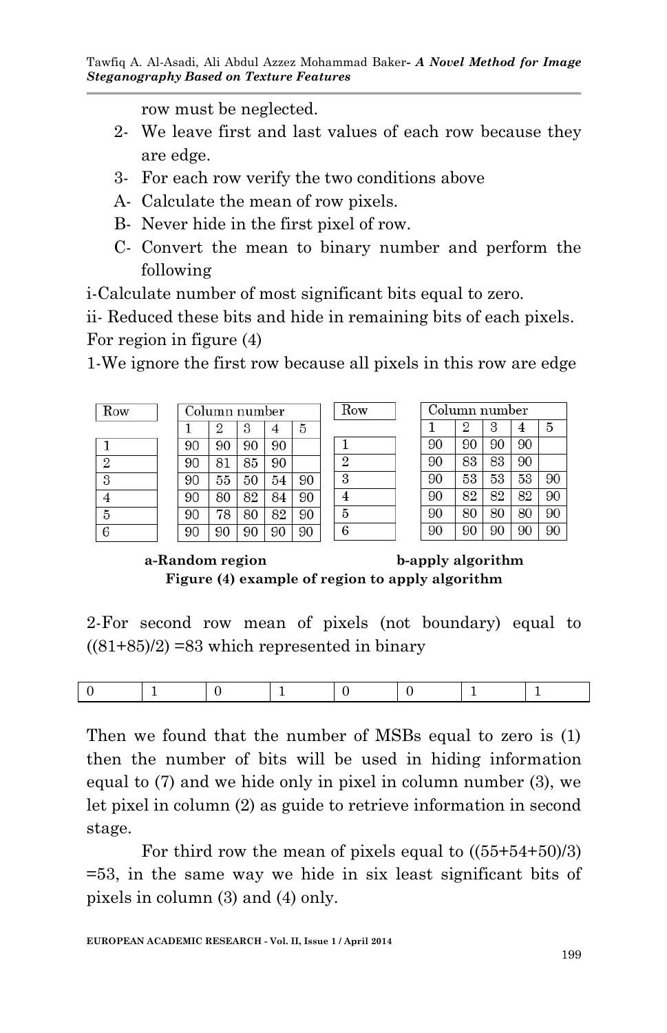row must be neglected.

2- We leave first and last values of each row because they are edge.

3- For each row verify the two conditions above

A- Calculate the mean of row pixels.

B- Never hide in the first pixel of row.

C- Convert the mean to binary number and perform the following

i-Calculate number of most significant bits equal to zero.

ii- Reduced these bits and hide in remaining bits of each pixels.

For region in figure (4)

1-We ignore the first row because all pixels in this row are edge

| Row | Column number 1 | 2 | 3 | 4 | 5 |
|---|---|---|---|---|---|
| 1 | 90 | 90 | 90 | 90 | |
| 2 | 90 | 81 | 85 | 90 | |
| 3 | 90 | 55 | 50 | 54 | 90 |
| 4 | 90 | 80 | 82 | 84 | 90 |
| 5 | 90 | 78 | 80 | 82 | 90 |
| 6 | 90 | 90 | 90 | 90 | 90 |

**a-Random region**

| Row | Column number 1 | 2 | 3 | 4 | 5 |
|---|---|---|---|---|---|
| 1 | 90 | 90 | 90 | 90 | |
| 2 | 90 | 83 | 83 | 90 | |
| 3 | 90 | 53 | 53 | 53 | 90 |
| 4 | 90 | 82 | 82 | 82 | 90 |
| 5 | 90 | 80 | 80 | 80 | 90 |
| 6 | 90 | 90 | 90 | 90 | 90 |

**b-apply algorithm**

**Figure (4) example of region to apply algorithm**

2-For second row mean of pixels (not boundary) equal to ((81+85)/2) =83 which represented in binary

| 0 | 1 | 0 | 1 | 0 | 0 | 1 | 1 |
|---|---|---|---|---|---|---|---|

Then we found that the number of MSBs equal to zero is (1) then the number of bits will be used in hiding information equal to (7) and we hide only in pixel in column number (3), we let pixel in column (2) as guide to retrieve information in second stage.

For third row the mean of pixels equal to ((55+54+50)/3) =53, in the same way we hide in six least significant bits of pixels in column (3) and (4) only.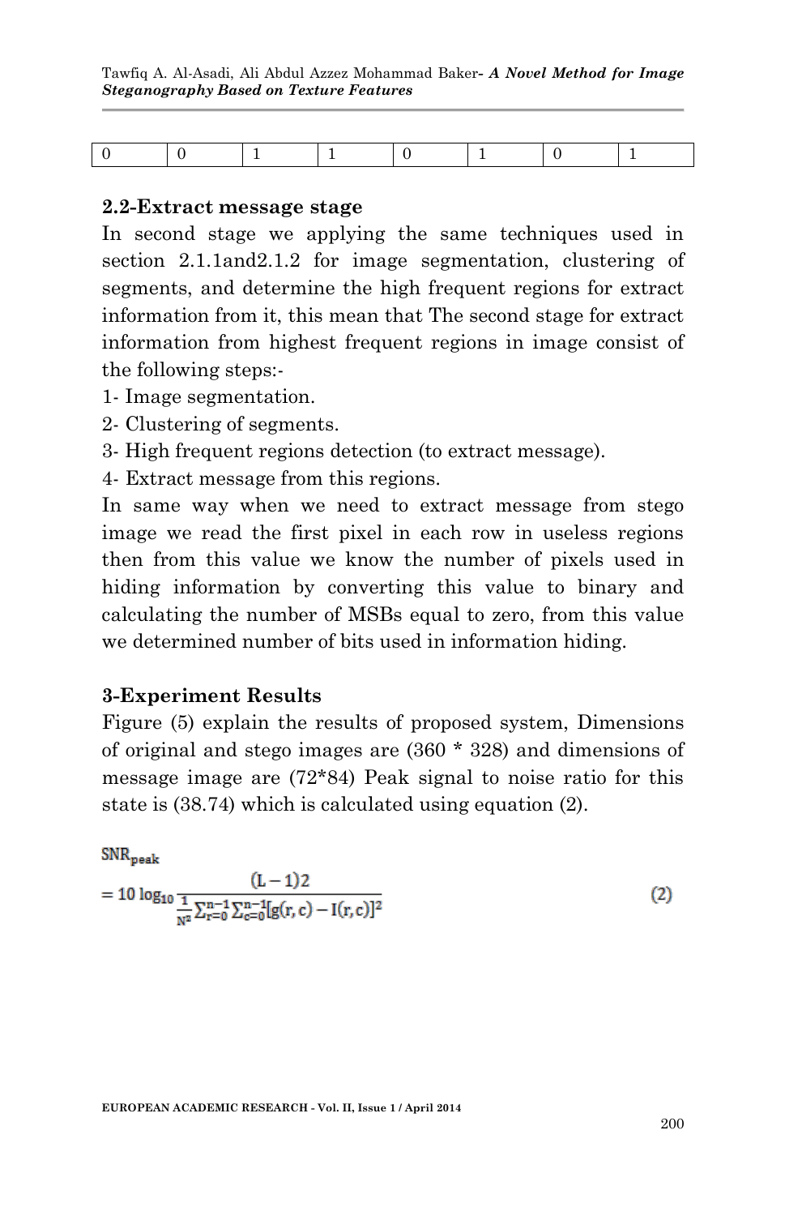| 0 | 0 | 1 | 1 | 0 | 1 | 0 | 1 |
|---|---|---|---|---|---|---|---|

### 2.2-Extract message stage

In second stage we applying the same techniques used in section 2.1.1and2.1.2 for image segmentation, clustering of segments, and determine the high frequent regions for extract information from it, this mean that The second stage for extract information from highest frequent regions in image consist of the following steps:-

1- Image segmentation.
2- Clustering of segments.
3- High frequent regions detection (to extract message).
4- Extract message from this regions.

In same way when we need to extract message from stego image we read the first pixel in each row in useless regions then from this value we know the number of pixels used in hiding information by converting this value to binary and calculating the number of MSBs equal to zero, from this value we determined number of bits used in information hiding.

### 3-Experiment Results

Figure (5) explain the results of proposed system, Dimensions of original and stego images are (360 * 328) and dimensions of message image are (72*84) Peak signal to noise ratio for this state is (38.74) which is calculated using equation (2).

$$SNR_{peak} = 10 \log_{10} \frac{(L-1)2}{\frac{1}{N^2}\sum_{r=0}^{n-1}\sum_{c=0}^{n-1}[g(r,c) - I(r,c)]^2} \quad (2)$$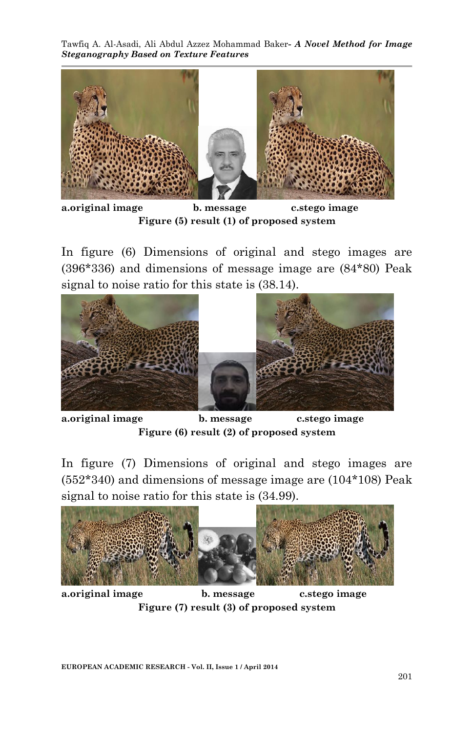**a.original image** **b. message** **c.stego image**

**Figure (5) result (1) of proposed system**

In figure (6) Dimensions of original and stego images are (396*336) and dimensions of message image are (84*80) Peak signal to noise ratio for this state is (38.14).

**a.original image** **b. message** **c.stego image**

**Figure (6) result (2) of proposed system**

In figure (7) Dimensions of original and stego images are (552*340) and dimensions of message image are (104*108) Peak signal to noise ratio for this state is (34.99).

**a.original image** **b. message** **c.stego image**

**Figure (7) result (3) of proposed system**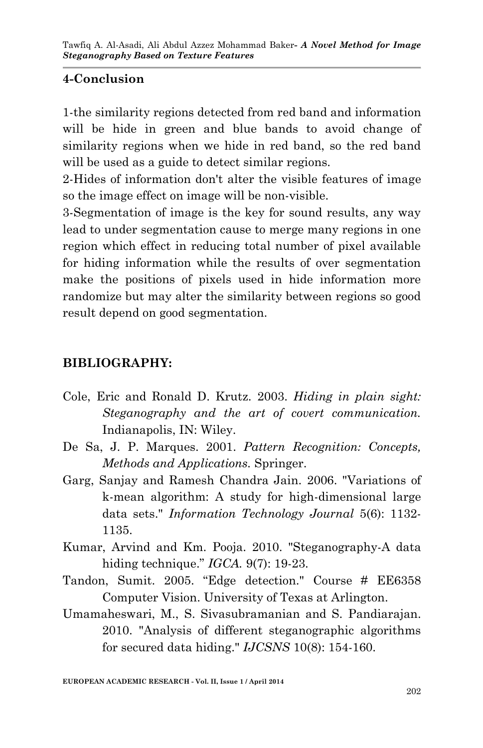## 4-Conclusion

1-the similarity regions detected from red band and information will be hide in green and blue bands to avoid change of similarity regions when we hide in red band, so the red band will be used as a guide to detect similar regions.
2-Hides of information don't alter the visible features of image so the image effect on image will be non-visible.
3-Segmentation of image is the key for sound results, any way lead to under segmentation cause to merge many regions in one region which effect in reducing total number of pixel available for hiding information while the results of over segmentation make the positions of pixels used in hide information more randomize but may alter the similarity between regions so good result depend on good segmentation.

## BIBLIOGRAPHY:

Cole, Eric and Ronald D. Krutz. 2003. *Hiding in plain sight: Steganography and the art of covert communication.* Indianapolis, IN: Wiley.

De Sa, J. P. Marques. 2001. *Pattern Recognition: Concepts, Methods and Applications.* Springer.

Garg, Sanjay and Ramesh Chandra Jain. 2006. "Variations of k-mean algorithm: A study for high-dimensional large data sets." *Information Technology Journal* 5(6): 1132-1135.

Kumar, Arvind and Km. Pooja. 2010. "Steganography-A data hiding technique." *IGCA*. 9(7): 19-23.

Tandon, Sumit. 2005. "Edge detection." Course # EE6358 Computer Vision. University of Texas at Arlington.

Umamaheswari, M., S. Sivasubramanian and S. Pandiarajan. 2010. "Analysis of different steganographic algorithms for secured data hiding." *IJCSNS* 10(8): 154-160.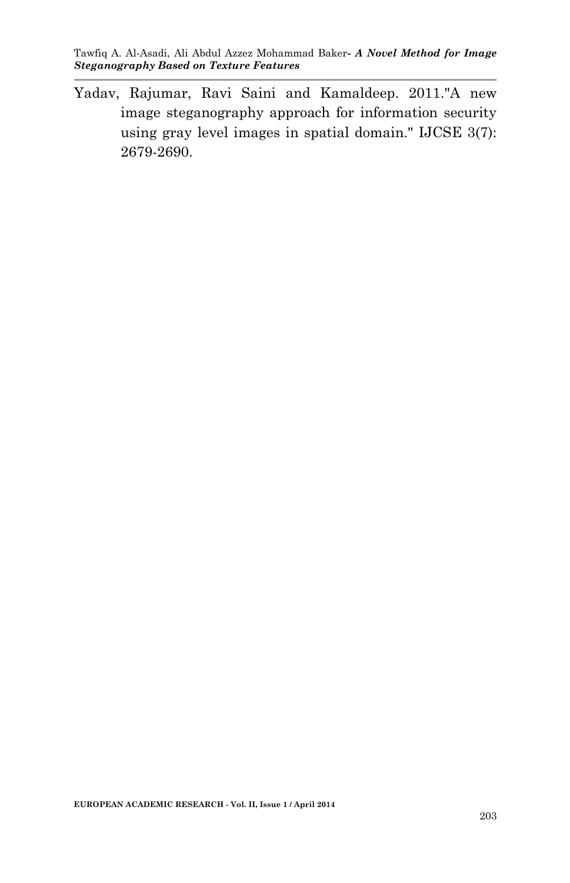Yadav, Rajumar, Ravi Saini and Kamaldeep. 2011."A new image steganography approach for information security using gray level images in spatial domain." IJCSE 3(7): 2679-2690.